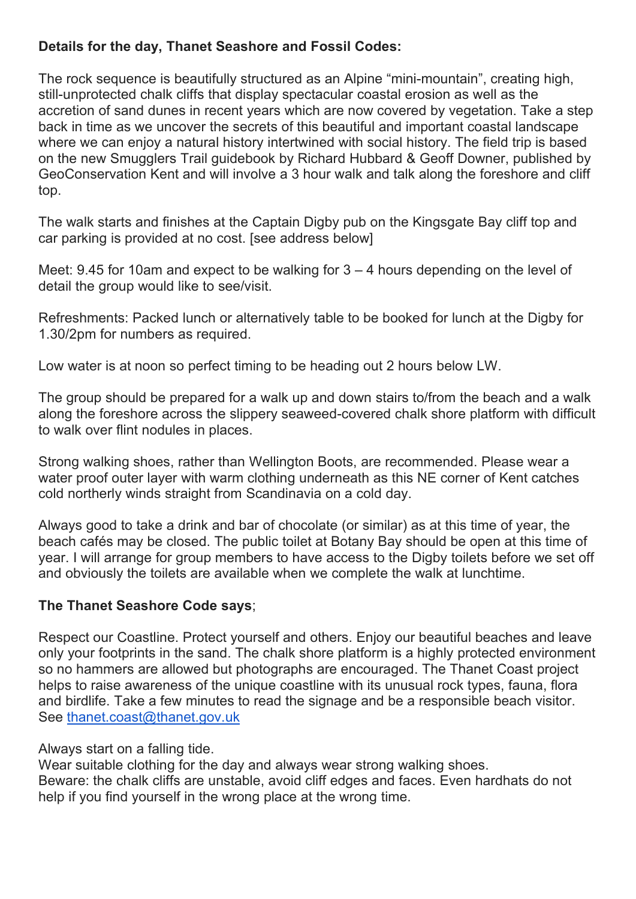**Details for the day, Thanet Seashore and Fossil Codes:**

The rock sequence is beautifully structured as an Alpine “mini-mountain”, creating high, still-unprotected chalk cliffs that display spectacular coastal erosion as well as the accretion of sand dunes in recent years which are now covered by vegetation. Take a step back in time as we uncover the secrets of this beautiful and important coastal landscape where we can enjoy a natural history intertwined with social history. The field trip is based on the new Smugglers Trail guidebook by Richard Hubbard & Geoff Downer, published by GeoConservation Kent and will involve a 3 hour walk and talk along the foreshore and cliff top.

The walk starts and finishes at the Captain Digby pub on the Kingsgate Bay cliff top and car parking is provided at no cost. [see address below]

Meet: 9.45 for 10am and expect to be walking for 3 – 4 hours depending on the level of detail the group would like to see/visit.

Refreshments: Packed lunch or alternatively table to be booked for lunch at the Digby for 1.30/2pm for numbers as required.

Low water is at noon so perfect timing to be heading out 2 hours below LW.

The group should be prepared for a walk up and down stairs to/from the beach and a walk along the foreshore across the slippery seaweed-covered chalk shore platform with difficult to walk over flint nodules in places.

Strong walking shoes, rather than Wellington Boots, are recommended. Please wear a water proof outer layer with warm clothing underneath as this NE corner of Kent catches cold northerly winds straight from Scandinavia on a cold day.

Always good to take a drink and bar of chocolate (or similar) as at this time of year, the beach cafés may be closed. The public toilet at Botany Bay should be open at this time of year. I will arrange for group members to have access to the Digby toilets before we set off and obviously the toilets are available when we complete the walk at lunchtime.

**The Thanet Seashore Code says**;

Respect our Coastline. Protect yourself and others. Enjoy our beautiful beaches and leave only your footprints in the sand. The chalk shore platform is a highly protected environment so no hammers are allowed but photographs are encouraged. The Thanet Coast project helps to raise awareness of the unique coastline with its unusual rock types, fauna, flora and birdlife. Take a few minutes to read the signage and be a responsible beach visitor. See [thanet.coast@thanet.gov.uk](mailto:thanet.coast@thanet.gov.uk)

Always start on a falling tide.
Wear suitable clothing for the day and always wear strong walking shoes.
Beware: the chalk cliffs are unstable, avoid cliff edges and faces. Even hardhats do not help if you find yourself in the wrong place at the wrong time.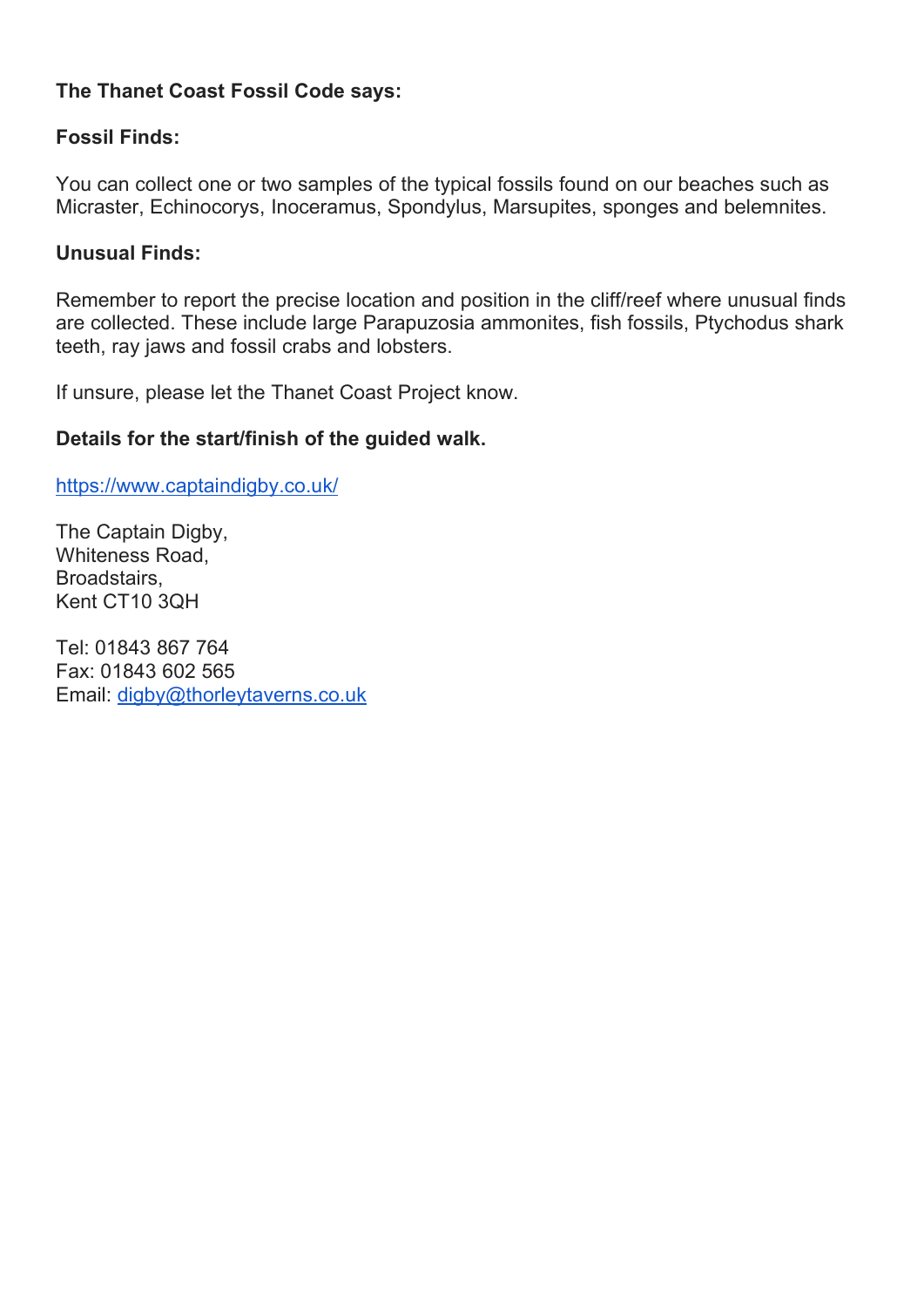**The Thanet Coast Fossil Code says:**

**Fossil Finds:**

You can collect one or two samples of the typical fossils found on our beaches such as Micraster, Echinocorys, Inoceramus, Spondylus, Marsupites, sponges and belemnites.

**Unusual Finds:**

Remember to report the precise location and position in the cliff/reef where unusual finds are collected. These include large Parapuzosia ammonites, fish fossils, Ptychodus shark teeth, ray jaws and fossil crabs and lobsters.

If unsure, please let the Thanet Coast Project know.

**Details for the start/finish of the guided walk.**

https://www.captaindigby.co.uk/

The Captain Digby,  
Whiteness Road,  
Broadstairs,  
Kent CT10 3QH

Tel: 01843 867 764  
Fax: 01843 602 565  
Email: digby@thorleytaverns.co.uk